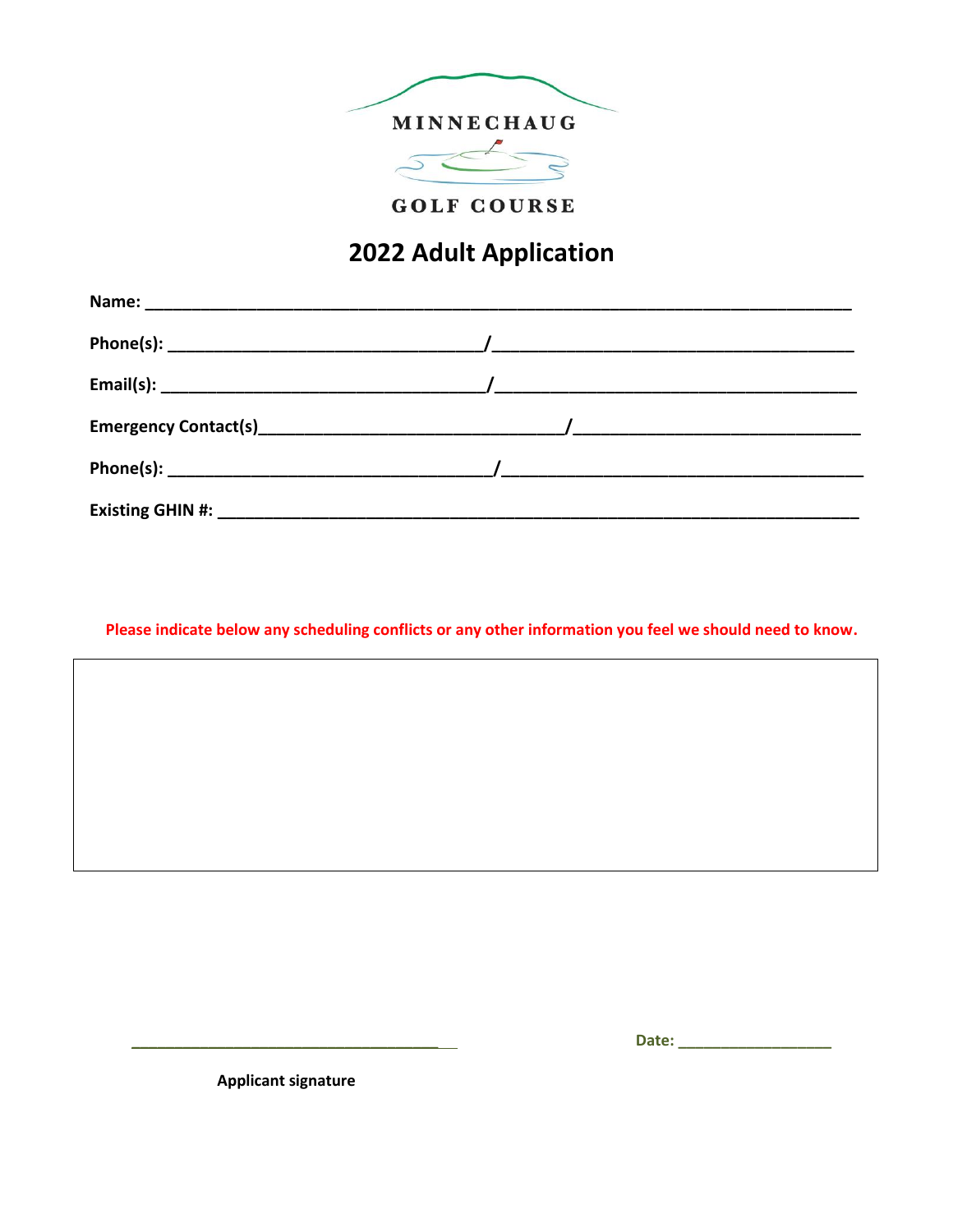MINNECHAUG

GOLF COURSE

# 2022 Adult Application

**Name:** ___________________________________________________________________________

**Phone(s):** __________________________________/_______________________________________

**Email(s):** __________________________________/_______________________________________

**Emergency Contact(s)**_________________________________/______________________________

**Phone(s):** ___________________________________/_______________________________________

**Existing GHIN #:** ______________________________________________________________________

**Please indicate below any scheduling conflicts or any other information you feel we should need to know.**

| |
|---|
| |

____________________________________ **Date:** _________________

**Applicant signature**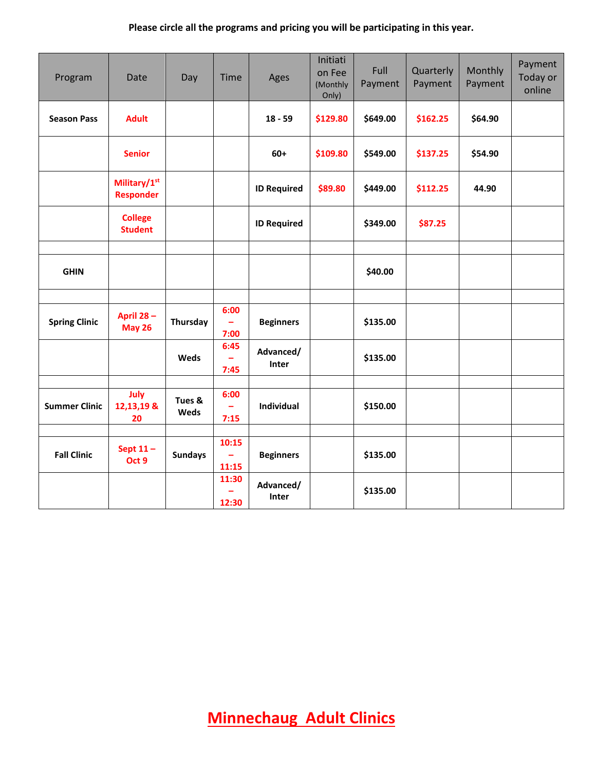**Please circle all the programs and pricing you will be participating in this year.**

| Program | Date | Day | Time | Ages | Initiation Fee (Monthly Only) | Full Payment | Quarterly Payment | Monthly Payment | Payment Today or online |
|---|---|---|---|---|---|---|---|---|---|
| **Season Pass** | **Adult** | | | **18 - 59** | **$129.80** | **$649.00** | **$162.25** | **$64.90** | |
| | **Senior** | | | **60+** | **$109.80** | **$549.00** | **$137.25** | **$54.90** | |
| | **Military/1st Responder** | | | **ID Required** | **$89.80** | **$449.00** | **$112.25** | **44.90** | |
| | **College Student** | | | **ID Required** | | **$349.00** | **$87.25** | | |
| | | | | | | | | | |
| **GHIN** | | | | | | **$40.00** | | | |
| | | | | | | | | | |
| **Spring Clinic** | **April 28 – May 26** | **Thursday** | **6:00 – 7:00** | **Beginners** | | **$135.00** | | | |
| | | **Weds** | **6:45 – 7:45** | **Advanced/ Inter** | | **$135.00** | | | |
| | | | | | | | | | |
| **Summer Clinic** | **July 12,13,19 & 20** | **Tues & Weds** | **6:00 – 7:15** | **Individual** | | **$150.00** | | | |
| | | | | | | | | | |
| **Fall Clinic** | **Sept 11 – Oct 9** | **Sundays** | **10:15 – 11:15** | **Beginners** | | **$135.00** | | | |
| | | | **11:30 – 12:30** | **Advanced/ Inter** | | **$135.00** | | | |

**Minnechaug Adult Clinics**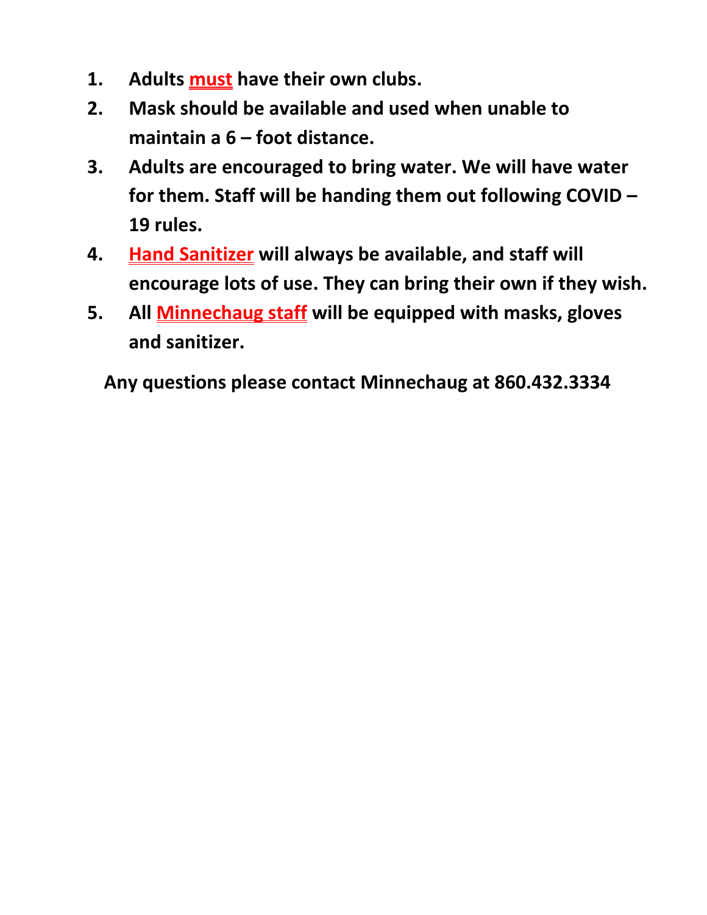1. **Adults must have their own clubs.**
2. **Mask should be available and used when unable to maintain a 6 – foot distance.**
3. **Adults are encouraged to bring water. We will have water for them. Staff will be handing them out following COVID – 19 rules.**
4. **Hand Sanitizer will always be available, and staff will encourage lots of use. They can bring their own if they wish.**
5. **All Minnechaug staff will be equipped with masks, gloves and sanitizer.**

**Any questions please contact Minnechaug at 860.432.3334**